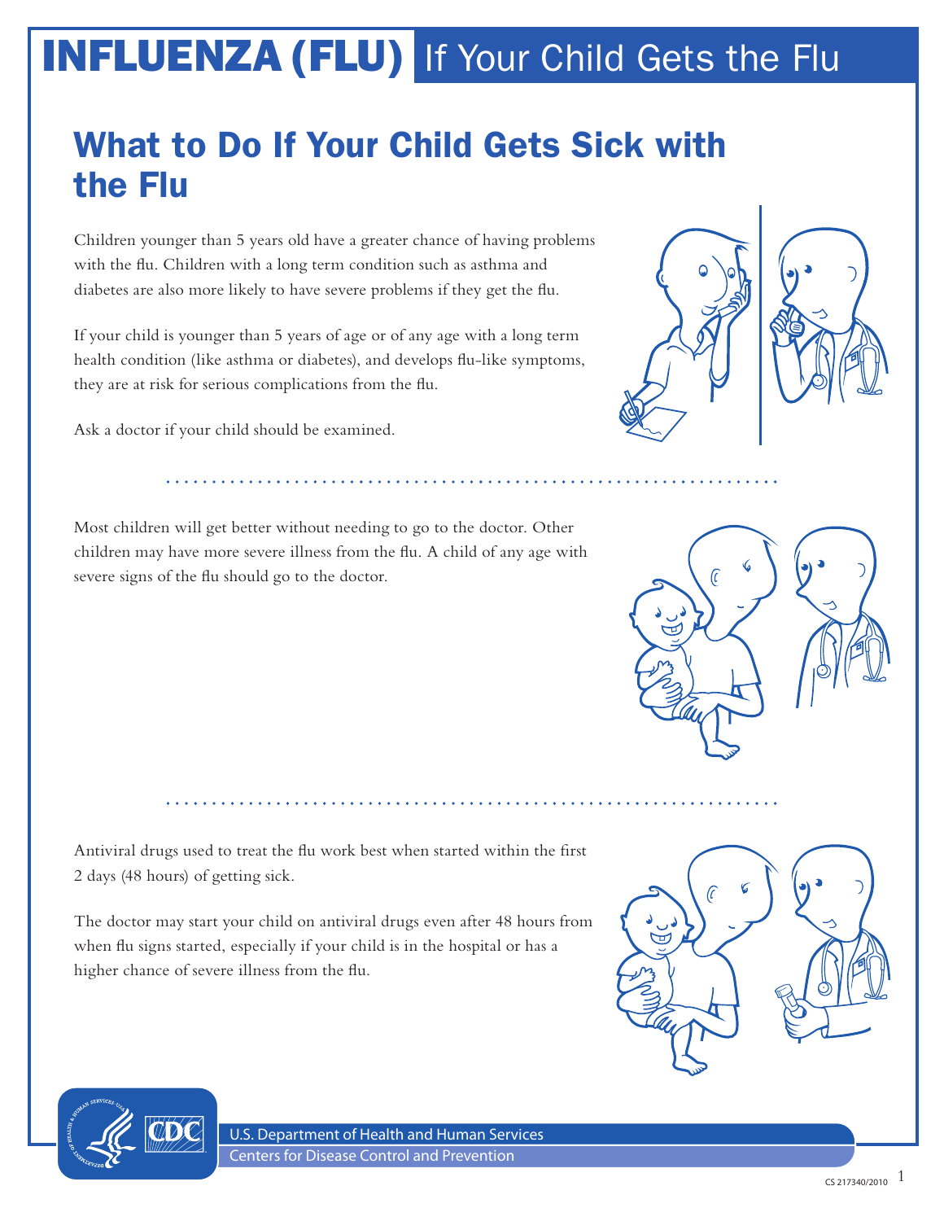# INFLUENZA (FLU) If Your Child Gets the Flu

## What to Do If Your Child Gets Sick with the Flu

Children younger than 5 years old have a greater chance of having problems with the flu. Children with a long term condition such as asthma and diabetes are also more likely to have severe problems if they get the flu.

If your child is younger than 5 years of age or of any age with a long term health condition (like asthma or diabetes), and develops flu-like symptoms, they are at risk for serious complications from the flu.

Ask a doctor if your child should be examined.

Most children will get better without needing to go to the doctor. Other children may have more severe illness from the flu. A child of any age with severe signs of the flu should go to the doctor.

Antiviral drugs used to treat the flu work best when started within the first 2 days (48 hours) of getting sick.

The doctor may start your child on antiviral drugs even after 48 hours from when flu signs started, especially if your child is in the hospital or has a higher chance of severe illness from the flu.

U.S. Department of Health and Human Services
Centers for Disease Control and Prevention

CS 217340/2010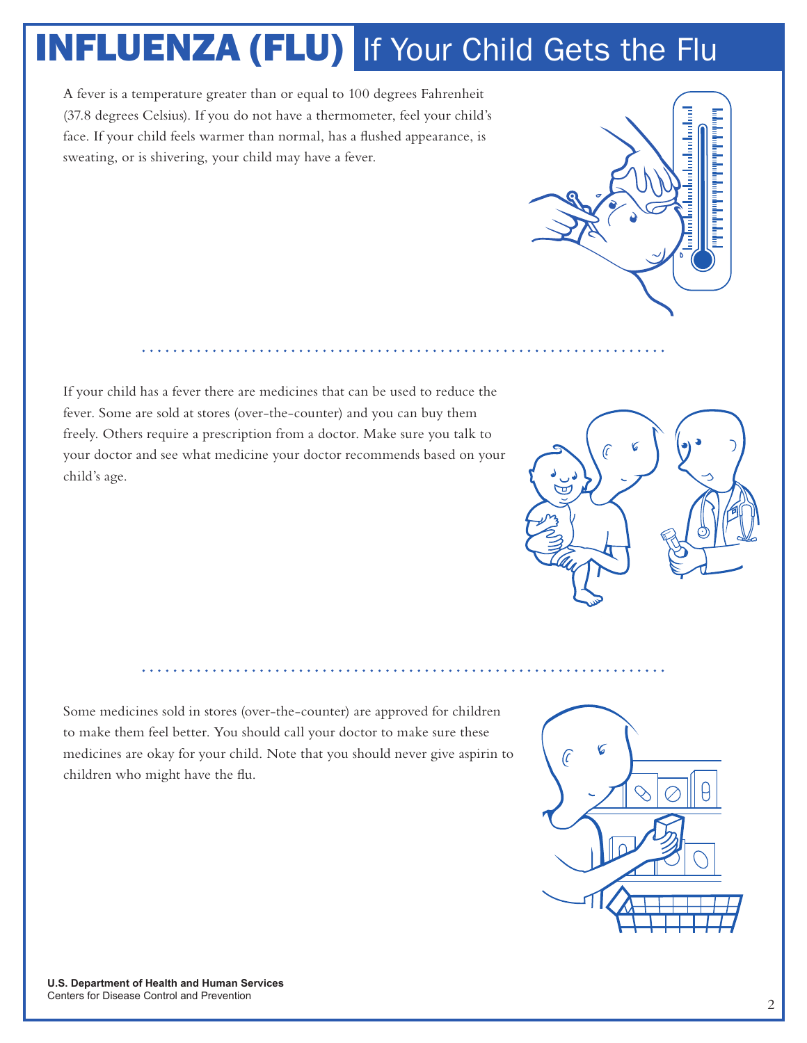# INFLUENZA (FLU) If Your Child Gets the Flu

A fever is a temperature greater than or equal to 100 degrees Fahrenheit (37.8 degrees Celsius). If you do not have a thermometer, feel your child's face. If your child feels warmer than normal, has a flushed appearance, is sweating, or is shivering, your child may have a fever.

If your child has a fever there are medicines that can be used to reduce the fever. Some are sold at stores (over-the-counter) and you can buy them freely. Others require a prescription from a doctor. Make sure you talk to your doctor and see what medicine your doctor recommends based on your child's age.

Some medicines sold in stores (over-the-counter) are approved for children to make them feel better. You should call your doctor to make sure these medicines are okay for your child. Note that you should never give aspirin to children who might have the flu.

**U.S. Department of Health and Human Services**
Centers for Disease Control and Prevention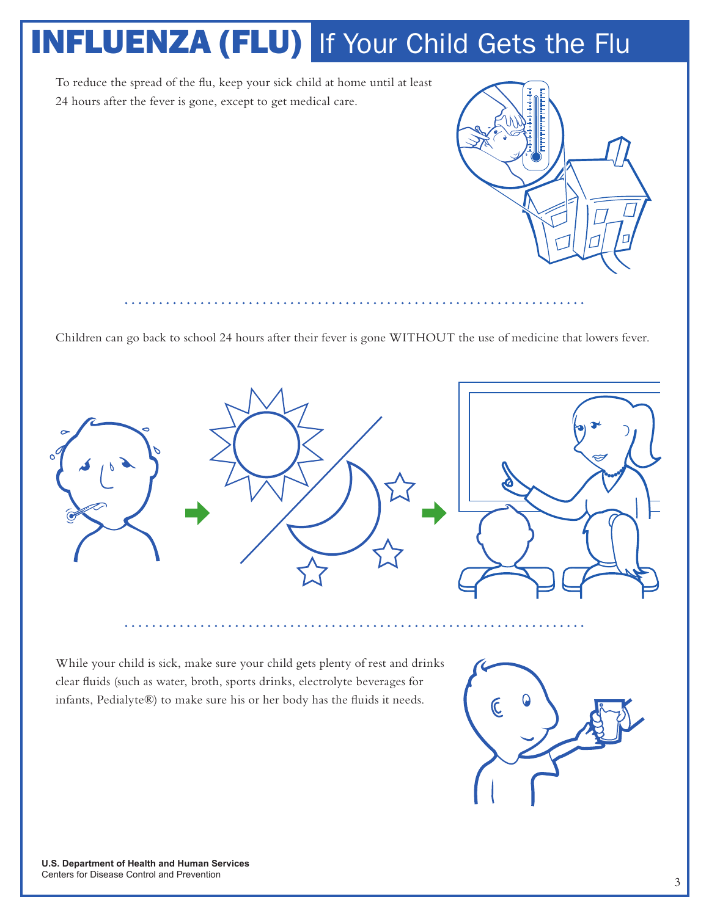# INFLUENZA (FLU) If Your Child Gets the Flu

To reduce the spread of the flu, keep your sick child at home until at least 24 hours after the fever is gone, except to get medical care.

Children can go back to school 24 hours after their fever is gone WITHOUT the use of medicine that lowers fever.

While your child is sick, make sure your child gets plenty of rest and drinks clear fluids (such as water, broth, sports drinks, electrolyte beverages for infants, Pedialyte®) to make sure his or her body has the fluids it needs.

**U.S. Department of Health and Human Services**
Centers for Disease Control and Prevention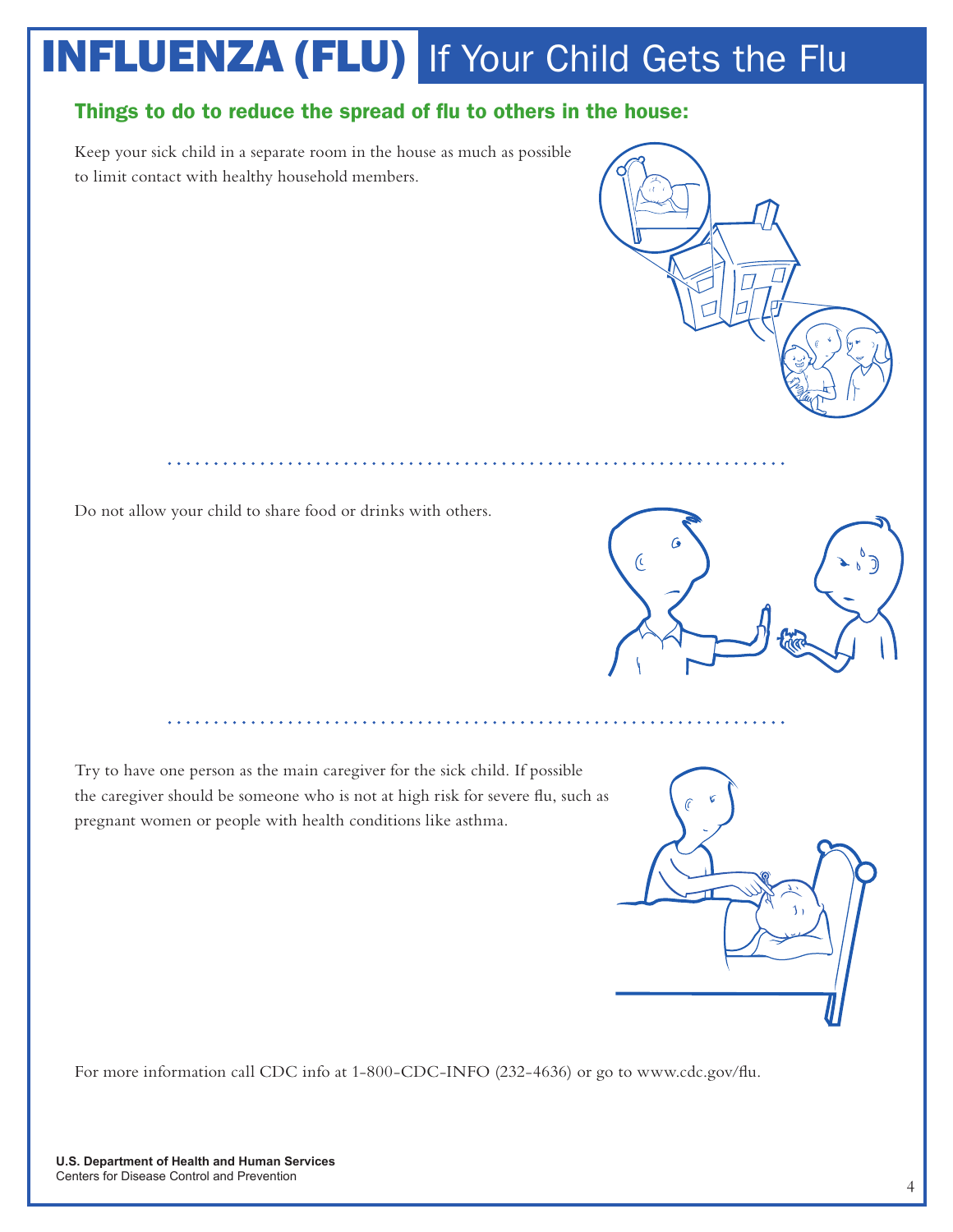# INFLUENZA (FLU) If Your Child Gets the Flu

## Things to do to reduce the spread of flu to others in the house:

Keep your sick child in a separate room in the house as much as possible to limit contact with healthy household members.

Do not allow your child to share food or drinks with others.

Try to have one person as the main caregiver for the sick child. If possible the caregiver should be someone who is not at high risk for severe flu, such as pregnant women or people with health conditions like asthma.

For more information call CDC info at 1-800-CDC-INFO (232-4636) or go to www.cdc.gov/flu.

**U.S. Department of Health and Human Services**
Centers for Disease Control and Prevention